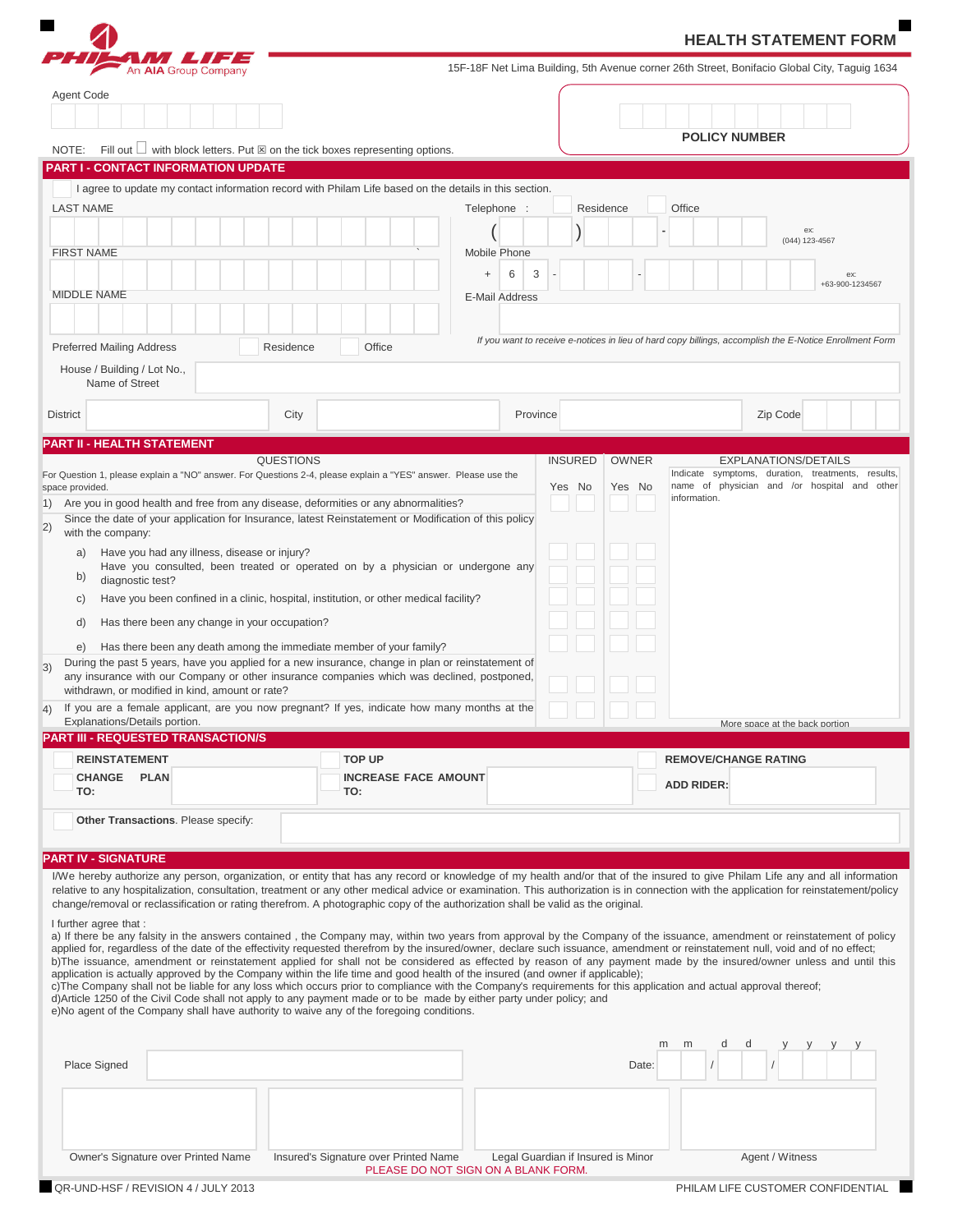PHILAM LIFE
An AIA Group Company

# HEALTH STATEMENT FORM

15F-18F Net Lima Building, 5th Avenue corner 26th Street, Bonifacio Global City, Taguig 1634

Agent Code

POLICY NUMBER

NOTE: Fill out ☐ with block letters. Put ☒ on the tick boxes representing options.

## PART I - CONTACT INFORMATION UPDATE

☐ I agree to update my contact information record with Philam Life based on the details in this section.

LAST NAME

FIRST NAME

MIDDLE NAME

Telephone : ☐ Residence ☐ Office

( ) -

ex: (044) 123-4567

Mobile Phone

\+ 6 3 - -

ex: +63-900-1234567

E-Mail Address

*If you want to receive e-notices in lieu of hard copy billings, accomplish the E-Notice Enrollment Form*

Preferred Mailing Address ☐ Residence ☐ Office

House / Building / Lot No., Name of Street

District | City | Province | Zip Code

## PART II - HEALTH STATEMENT

For Question 1, please explain a "NO" answer. For Questions 2-4, please explain a "YES" answer. Please use the space provided.

| QUESTIONS | INSURED Yes | INSURED No | OWNER Yes | OWNER No | EXPLANATIONS/DETAILS |
|---|---|---|---|---|---|
| 1) Are you in good health and free from any disease, deformities or any abnormalities? | ☐ | ☐ | ☐ | ☐ | Indicate symptoms, duration, treatments, results, name of physician and /or hospital and other information. |
| 2) Since the date of your application for Insurance, latest Reinstatement or Modification of this policy with the company: | | | | | |
| a) Have you had any illness, disease or injury? | ☐ | ☐ | ☐ | ☐ | |
| b) Have you consulted, been treated or operated on by a physician or undergone any diagnostic test? | ☐ | ☐ | ☐ | ☐ | |
| c) Have you been confined in a clinic, hospital, institution, or other medical facility? | ☐ | ☐ | ☐ | ☐ | |
| d) Has there been any change in your occupation? | ☐ | ☐ | ☐ | ☐ | |
| e) Has there been any death among the immediate member of your family? | ☐ | ☐ | ☐ | ☐ | |
| 3) During the past 5 years, have you applied for a new insurance, change in plan or reinstatement of any insurance with our Company or other insurance companies which was declined, postponed, withdrawn, or modified in kind, amount or rate? | ☐ | ☐ | ☐ | ☐ | |
| 4) If you are a female applicant, are you now pregnant? If yes, indicate how many months at the Explanations/Details portion. | ☐ | ☐ | ☐ | ☐ | More space at the back portion |

## PART III - REQUESTED TRANSACTION/S

☐ **REINSTATEMENT** ☐ **TOP UP** ☐ **REMOVE/CHANGE RATING**

☐ **CHANGE PLAN TO:** ☐ **INCREASE FACE AMOUNT TO:** ☐ **ADD RIDER:**

☐ **Other Transactions**. Please specify:

## PART IV - SIGNATURE

I/We hereby authorize any person, organization, or entity that has any record or knowledge of my health and/or that of the insured to give Philam Life any and all information relative to any hospitalization, consultation, treatment or any other medical advice or examination. This authorization is in connection with the application for reinstatement/policy change/removal or reclassification or rating therefrom. A photographic copy of the authorization shall be valid as the original.

I further agree that :

a) If there be any falsity in the answers contained , the Company may, within two years from approval by the Company of the issuance, amendment or reinstatement of policy applied for, regardless of the date of the effectivity requested therefrom by the insured/owner, declare such issuance, amendment or reinstatement null, void and of no effect;
b)The issuance, amendment or reinstatement applied for shall not be considered as effected by reason of any payment made by the insured/owner unless and until this application is actually approved by the Company within the life time and good health of the insured (and owner if applicable);
c)The Company shall not be liable for any loss which occurs prior to compliance with the Company's requirements for this application and actual approval thereof;
d)Article 1250 of the Civil Code shall not apply to any payment made or to be made by either party under policy; and
e)No agent of the Company shall have authority to waive any of the foregoing conditions.

Place Signed

Date: m m / d d / y y y y

Owner's Signature over Printed Name | Insured's Signature over Printed Name | Legal Guardian if Insured is Minor | Agent / Witness

PLEASE DO NOT SIGN ON A BLANK FORM.

QR-UND-HSF / REVISION 4 / JULY 2013

PHILAM LIFE CUSTOMER CONFIDENTIAL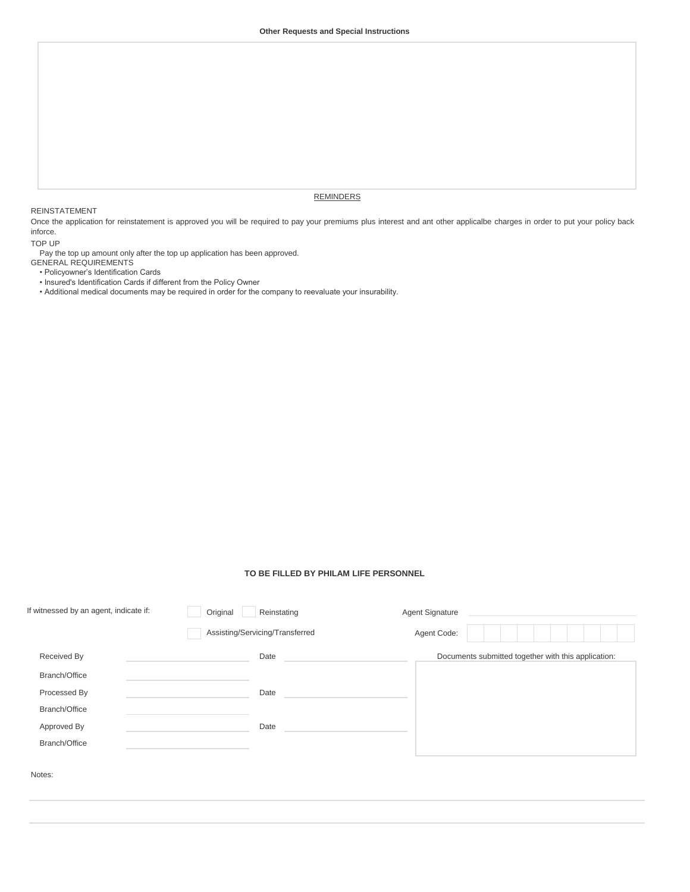**Other Requests and Special Instructions**

REMINDERS

REINSTATEMENT

Once the application for reinstatement is approved you will be required to pay your premiums plus interest and ant other applicalbe charges in order to put your policy back inforce.

TOP UP

Pay the top up amount only after the top up application has been approved.

GENERAL REQUIREMENTS

- Policyowner's Identification Cards
- Insured's Identification Cards if different from the Policy Owner
- Additional medical documents may be required in order for the company to reevaluate your insurability.

**TO BE FILLED BY PHILAM LIFE PERSONNEL**

If witnessed by an agent, indicate if: ☐ Original ☐ Reinstating ☐ Assisting/Servicing/Transferred

Agent Signature: ____________________

Agent Code: ☐☐☐☐☐☐☐☐☐☐

| | | | |
|---|---|---|---|
| Received By | | Date | |
| Branch/Office | | | |
| Processed By | | Date | |
| Branch/Office | | | |
| Approved By | | Date | |
| Branch/Office | | | |

Documents submitted together with this application:

Notes: